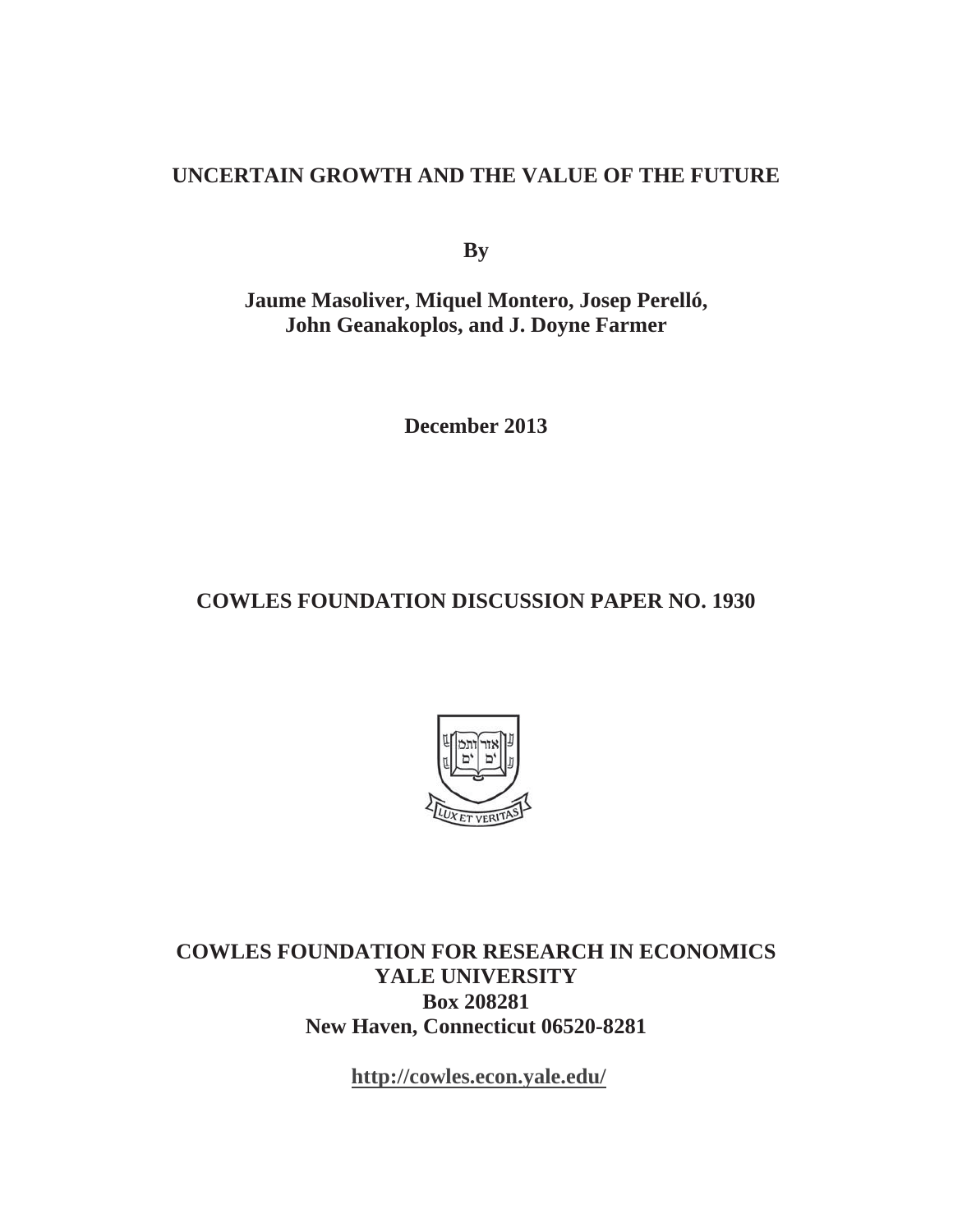# UNCERTAIN GROWTH AND THE VALUE OF THE FUTURE

**By**

**Jaume Masoliver, Miquel Montero, Josep Perelló, John Geanakoplos, and J. Doyne Farmer**

**December 2013**

**COWLES FOUNDATION DISCUSSION PAPER NO. 1930**

**COWLES FOUNDATION FOR RESEARCH IN ECONOMICS**
**YALE UNIVERSITY**
**Box 208281**
**New Haven, Connecticut 06520-8281**

**http://cowles.econ.yale.edu/**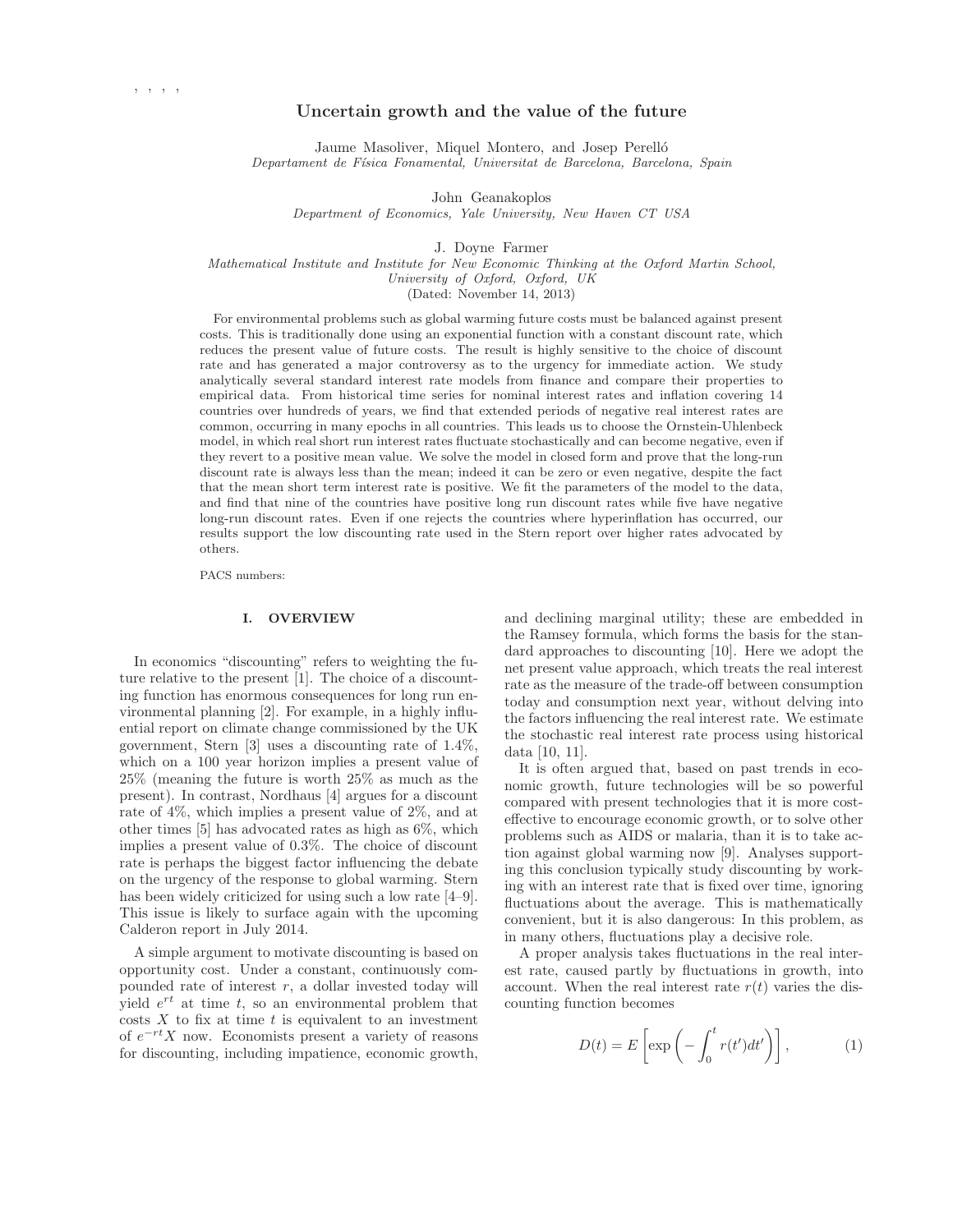, , , ,

# Uncertain growth and the value of the future

Jaume Masoliver, Miquel Montero, and Josep Perelló
*Departament de Física Fonamental, Universitat de Barcelona, Barcelona, Spain*

John Geanakoplos
*Department of Economics, Yale University, New Haven CT USA*

J. Doyne Farmer
*Mathematical Institute and Institute for New Economic Thinking at the Oxford Martin School, University of Oxford, Oxford, UK*
(Dated: November 14, 2013)

For environmental problems such as global warming future costs must be balanced against present costs. This is traditionally done using an exponential function with a constant discount rate, which reduces the present value of future costs. The result is highly sensitive to the choice of discount rate and has generated a major controversy as to the urgency for immediate action. We study analytically several standard interest rate models from finance and compare their properties to empirical data. From historical time series for nominal interest rates and inflation covering 14 countries over hundreds of years, we find that extended periods of negative real interest rates are common, occurring in many epochs in all countries. This leads us to choose the Ornstein-Uhlenbeck model, in which real short run interest rates fluctuate stochastically and can become negative, even if they revert to a positive mean value. We solve the model in closed form and prove that the long-run discount rate is always less than the mean; indeed it can be zero or even negative, despite the fact that the mean short term interest rate is positive. We fit the parameters of the model to the data, and find that nine of the countries have positive long run discount rates while five have negative long-run discount rates. Even if one rejects the countries where hyperinflation has occurred, our results support the low discounting rate used in the Stern report over higher rates advocated by others.

PACS numbers:

## I. OVERVIEW

In economics "discounting" refers to weighting the future relative to the present [1]. The choice of a discounting function has enormous consequences for long run environmental planning [2]. For example, in a highly influential report on climate change commissioned by the UK government, Stern [3] uses a discounting rate of 1.4%, which on a 100 year horizon implies a present value of 25% (meaning the future is worth 25% as much as the present). In contrast, Nordhaus [4] argues for a discount rate of 4%, which implies a present value of 2%, and at other times [5] has advocated rates as high as 6%, which implies a present value of 0.3%. The choice of discount rate is perhaps the biggest factor influencing the debate on the urgency of the response to global warming. Stern has been widely criticized for using such a low rate [4–9]. This issue is likely to surface again with the upcoming Calderon report in July 2014.

A simple argument to motivate discounting is based on opportunity cost. Under a constant, continuously compounded rate of interest $r$, a dollar invested today will yield $e^{rt}$ at time $t$, so an environmental problem that costs $X$ to fix at time $t$ is equivalent to an investment of $e^{-rt}X$ now. Economists present a variety of reasons for discounting, including impatience, economic growth, and declining marginal utility; these are embedded in the Ramsey formula, which forms the basis for the standard approaches to discounting [10]. Here we adopt the net present value approach, which treats the real interest rate as the measure of the trade-off between consumption today and consumption next year, without delving into the factors influencing the real interest rate. We estimate the stochastic real interest rate process using historical data [10, 11].

It is often argued that, based on past trends in economic growth, future technologies will be so powerful compared with present technologies that it is more cost-effective to encourage economic growth, or to solve other problems such as AIDS or malaria, than it is to take action against global warming now [9]. Analyses supporting this conclusion typically study discounting by working with an interest rate that is fixed over time, ignoring fluctuations about the average. This is mathematically convenient, but it is also dangerous: In this problem, as in many others, fluctuations play a decisive role.

A proper analysis takes fluctuations in the real interest rate, caused partly by fluctuations in growth, into account. When the real interest rate $r(t)$ varies the discounting function becomes

$$D(t) = E\left[\exp\left(-\int_0^t r(t')dt'\right)\right], \tag{1}$$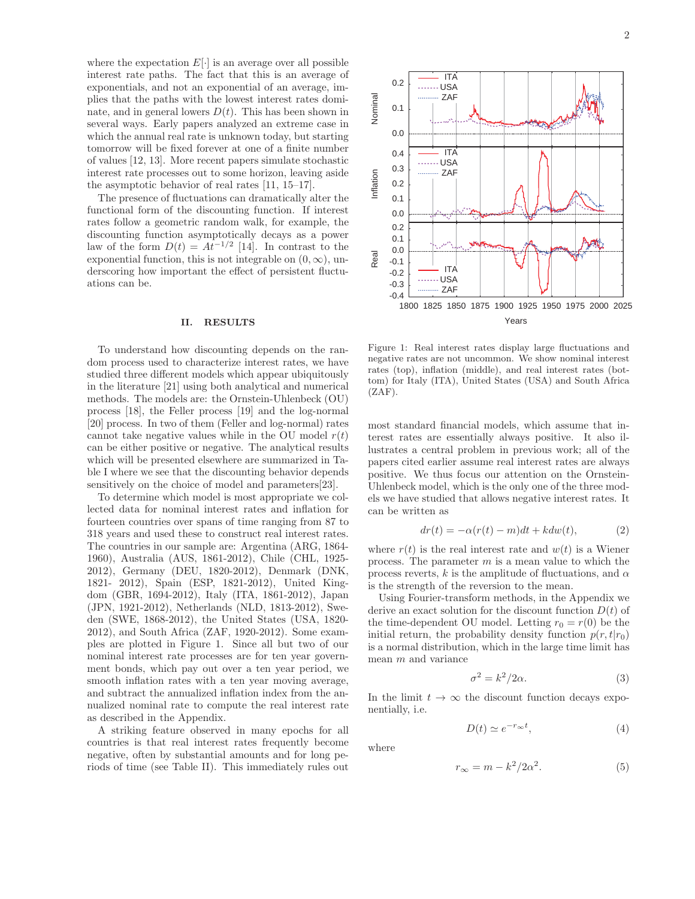where the expectation $E[\cdot]$ is an average over all possible interest rate paths. The fact that this is an average of exponentials, and not an exponential of an average, implies that the paths with the lowest interest rates dominate, and in general lowers $D(t)$. This has been shown in several ways. Early papers analyzed an extreme case in which the annual real rate is unknown today, but starting tomorrow will be fixed forever at one of a finite number of values [12, 13]. More recent papers simulate stochastic interest rate processes out to some horizon, leaving aside the asymptotic behavior of real rates [11, 15–17].

The presence of fluctuations can dramatically alter the functional form of the discounting function. If interest rates follow a geometric random walk, for example, the discounting function asymptotically decays as a power law of the form $D(t) = At^{-1/2}$ [14]. In contrast to the exponential function, this is not integrable on $(0, \infty)$, underscoring how important the effect of persistent fluctuations can be.

## II. RESULTS

To understand how discounting depends on the random process used to characterize interest rates, we have studied three different models which appear ubiquitously in the literature [21] using both analytical and numerical methods. The models are: the Ornstein-Uhlenbeck (OU) process [18], the Feller process [19] and the log-normal [20] process. In two of them (Feller and log-normal) rates cannot take negative values while in the OU model $r(t)$ can be either positive or negative. The analytical results which will be presented elsewhere are summarized in Table I where we see that the discounting behavior depends sensitively on the choice of model and parameters[23].

To determine which model is most appropriate we collected data for nominal interest rates and inflation for fourteen countries over spans of time ranging from 87 to 318 years and used these to construct real interest rates. The countries in our sample are: Argentina (ARG, 1864-1960), Australia (AUS, 1861-2012), Chile (CHL, 1925-2012), Germany (DEU, 1820-2012), Denmark (DNK, 1821- 2012), Spain (ESP, 1821-2012), United Kingdom (GBR, 1694-2012), Italy (ITA, 1861-2012), Japan (JPN, 1921-2012), Netherlands (NLD, 1813-2012), Sweden (SWE, 1868-2012), the United States (USA, 1820-2012), and South Africa (ZAF, 1920-2012). Some examples are plotted in Figure 1. Since all but two of our nominal interest rate processes are for ten year government bonds, which pay out over a ten year period, we smooth inflation rates with a ten year moving average, and subtract the annualized inflation index from the annualized nominal rate to compute the real interest rate as described in the Appendix.

A striking feature observed in many epochs for all countries is that real interest rates frequently become negative, often by substantial amounts and for long periods of time (see Table II). This immediately rules out most standard financial models, which assume that interest rates are essentially always positive. It also illustrates a central problem in previous work; all of the papers cited earlier assume real interest rates are always positive. We thus focus our attention on the Ornstein-Uhlenbeck model, which is the only one of the three models we have studied that allows negative interest rates. It can be written as

$$dr(t) = -\alpha(r(t) - m)dt + kdw(t), \tag{2}$$

where $r(t)$ is the real interest rate and $w(t)$ is a Wiener process. The parameter $m$ is a mean value to which the process reverts, $k$ is the amplitude of fluctuations, and $\alpha$ is the strength of the reversion to the mean.

Using Fourier-transform methods, in the Appendix we derive an exact solution for the discount function $D(t)$ of the time-dependent OU model. Letting $r_0 = r(0)$ be the initial return, the probability density function $p(r, t|r_0)$ is a normal distribution, which in the large time limit has mean $m$ and variance

$$\sigma^2 = k^2/2\alpha. \tag{3}$$

In the limit $t \to \infty$ the discount function decays exponentially, i.e.

$$D(t) \simeq e^{-r_\infty t}, \tag{4}$$

where

$$r_\infty = m - k^2/2\alpha^2. \tag{5}$$

Figure 1: Real interest rates display large fluctuations and negative rates are not uncommon. We show nominal interest rates (top), inflation (middle), and real interest rates (bottom) for Italy (ITA), United States (USA) and South Africa (ZAF).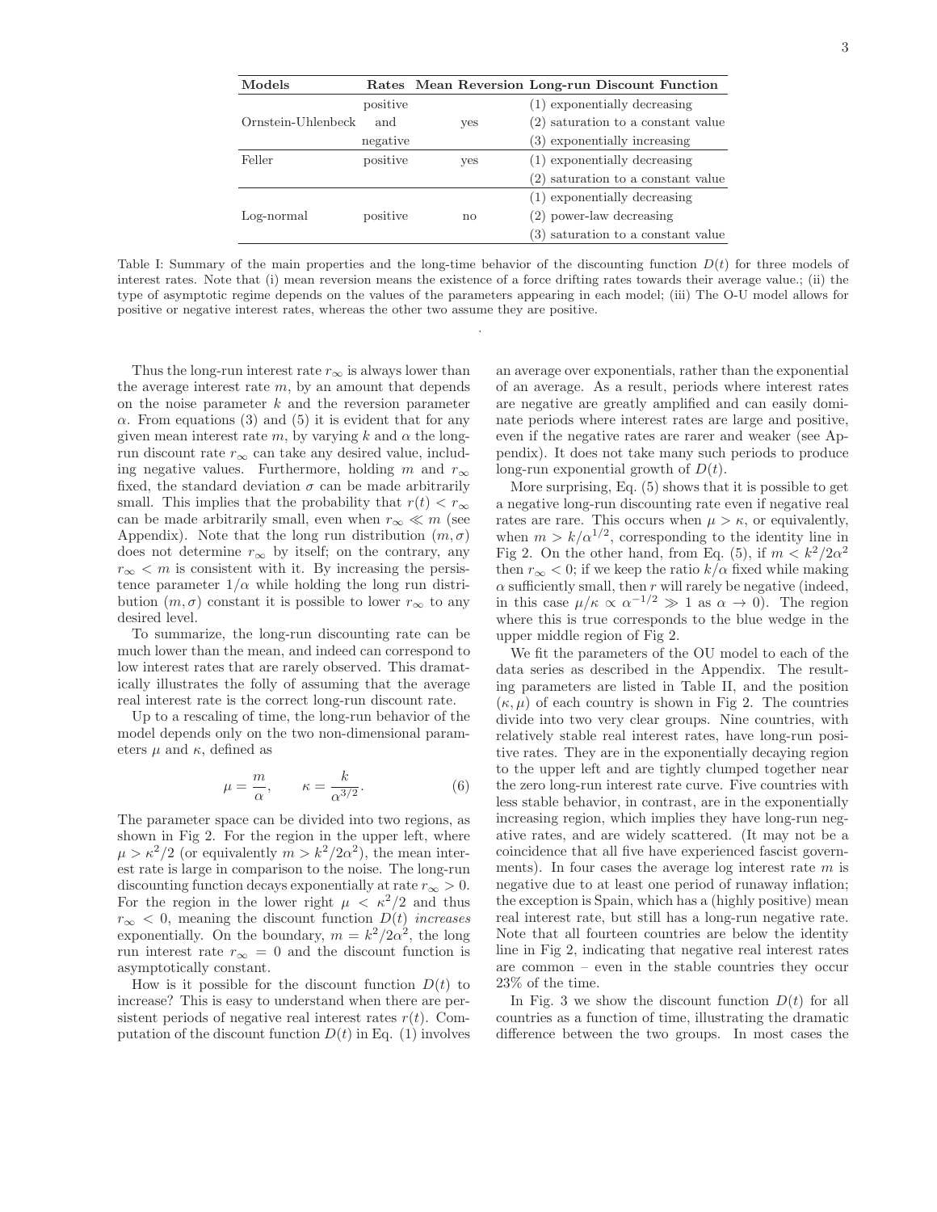| Models | Rates | Mean Reversion | Long-run Discount Function |
|---|---|---|---|
| Ornstein-Uhlenbeck | positive and negative | yes | (1) exponentially decreasing |
| | | | (2) saturation to a constant value |
| | | | (3) exponentially increasing |
| Feller | positive | yes | (1) exponentially decreasing |
| | | | (2) saturation to a constant value |
| Log-normal | positive | no | (1) exponentially decreasing |
| | | | (2) power-law decreasing |
| | | | (3) saturation to a constant value |

Table I: Summary of the main properties and the long-time behavior of the discounting function $D(t)$ for three models of interest rates. Note that (i) mean reversion means the existence of a force drifting rates towards their average value.; (ii) the type of asymptotic regime depends on the values of the parameters appearing in each model; (iii) The O-U model allows for positive or negative interest rates, whereas the other two assume they are positive.

Thus the long-run interest rate $r_\infty$ is always lower than the average interest rate $m$, by an amount that depends on the noise parameter $k$ and the reversion parameter $\alpha$. From equations (3) and (5) it is evident that for any given mean interest rate $m$, by varying $k$ and $\alpha$ the long-run discount rate $r_\infty$ can take any desired value, including negative values. Furthermore, holding $m$ and $r_\infty$ fixed, the standard deviation $\sigma$ can be made arbitrarily small. This implies that the probability that $r(t) < r_\infty$ can be made arbitrarily small, even when $r_\infty \lll m$ (see Appendix). Note that the long run distribution $(m, \sigma)$ does not determine $r_\infty$ by itself; on the contrary, any $r_\infty < m$ is consistent with it. By increasing the persistence parameter $1/\alpha$ while holding the long run distribution $(m, \sigma)$ constant it is possible to lower $r_\infty$ to any desired level.

To summarize, the long-run discounting rate can be much lower than the mean, and indeed can correspond to low interest rates that are rarely observed. This dramatically illustrates the folly of assuming that the average real interest rate is the correct long-run discount rate.

Up to a rescaling of time, the long-run behavior of the model depends only on the two non-dimensional parameters $\mu$ and $\kappa$, defined as

$$\mu = \frac{m}{\alpha}, \qquad \kappa = \frac{k}{\alpha^{3/2}}. \tag{6}$$

The parameter space can be divided into two regions, as shown in Fig 2. For the region in the upper left, where $\mu > \kappa^2/2$ (or equivalently $m > k^2/2\alpha^2$), the mean interest rate is large in comparison to the noise. The long-run discounting function decays exponentially at rate $r_\infty > 0$. For the region in the lower right $\mu < \kappa^2/2$ and thus $r_\infty < 0$, meaning the discount function $D(t)$ *increases* exponentially. On the boundary, $m = k^2/2\alpha^2$, the long run interest rate $r_\infty = 0$ and the discount function is asymptotically constant.

How is it possible for the discount function $D(t)$ to increase? This is easy to understand when there are persistent periods of negative real interest rates $r(t)$. Computation of the discount function $D(t)$ in Eq. (1) involves an average over exponentials, rather than the exponential of an average. As a result, periods where interest rates are negative are greatly amplified and can easily dominate periods where interest rates are large and positive, even if the negative rates are rarer and weaker (see Appendix). It does not take many such periods to produce long-run exponential growth of $D(t)$.

More surprising, Eq. (5) shows that it is possible to get a negative long-run discounting rate even if negative real rates are rare. This occurs when $\mu > \kappa$, or equivalently, when $m > k/\alpha^{1/2}$, corresponding to the identity line in Fig 2. On the other hand, from Eq. (5), if $m < k^2/2\alpha^2$ then $r_\infty < 0$; if we keep the ratio $k/\alpha$ fixed while making $\alpha$ sufficiently small, then $r$ will rarely be negative (indeed, in this case $\mu/\kappa \propto \alpha^{-1/2} \gg 1$ as $\alpha \to 0$). The region where this is true corresponds to the blue wedge in the upper middle region of Fig 2.

We fit the parameters of the OU model to each of the data series as described in the Appendix. The resulting parameters are listed in Table II, and the position $(\kappa, \mu)$ of each country is shown in Fig 2. The countries divide into two very clear groups. Nine countries, with relatively stable real interest rates, have long-run positive rates. They are in the exponentially decaying region to the upper left and are tightly clumped together near the zero long-run interest rate curve. Five countries with less stable behavior, in contrast, are in the exponentially increasing region, which implies they have long-run negative rates, and are widely scattered. (It may not be a coincidence that all five have experienced fascist governments). In four cases the average log interest rate $m$ is negative due to at least one period of runaway inflation; the exception is Spain, which has a (highly positive) mean real interest rate, but still has a long-run negative rate. Note that all fourteen countries are below the identity line in Fig 2, indicating that negative real interest rates are common – even in the stable countries they occur 23% of the time.

In Fig. 3 we show the discount function $D(t)$ for all countries as a function of time, illustrating the dramatic difference between the two groups. In most cases the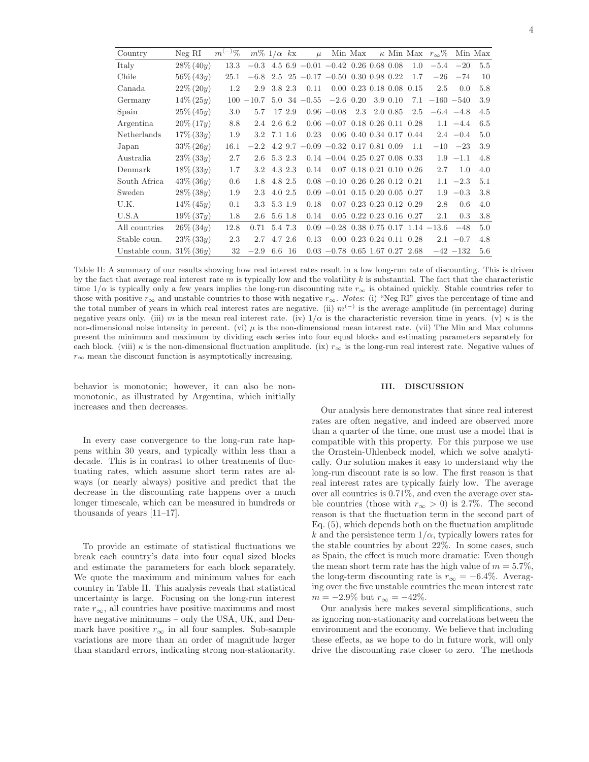| Country | Neg RI | $m^{(-)}$% | $m$% | $1/\alpha$ | $k$x | $\mu$ | Min | Max | $\kappa$ | Min | Max | $r_\infty$% | Min | Max |
|---|---|---|---|---|---|---|---|---|---|---|---|---|---|---|
| Italy | 28% (40$y$) | 13.3 | −0.3 | 4.5 | 6.9 | −0.01 | −0.42 | 0.26 | 0.68 | 0.08 | 1.0 | −5.4 | −20 | 5.5 |
| Chile | 56% (43$y$) | 25.1 | −6.8 | 2.5 | 25 | −0.17 | −0.50 | 0.30 | 0.98 | 0.22 | 1.7 | −26 | −74 | 10 |
| Canada | 22% (20$y$) | 1.2 | 2.9 | 3.8 | 2.3 | 0.11 | 0.00 | 0.23 | 0.18 | 0.08 | 0.15 | 2.5 | 0.0 | 5.8 |
| Germany | 14% (25$y$) | 100 | −10.7 | 5.0 | 34 | −0.55 | −2.6 | 0.20 | 3.9 | 0.10 | 7.1 | −160 | −540 | 3.9 |
| Spain | 25% (45$y$) | 3.0 | 5.7 | 17 | 2.9 | 0.96 | −0.08 | 2.3 | 2.0 | 0.85 | 2.5 | −6.4 | −4.8 | 4.5 |
| Argentina | 20% (17$y$) | 8.8 | 2.4 | 2.6 | 6.2 | 0.06 | −0.07 | 0.18 | 0.26 | 0.11 | 0.28 | 1.1 | −4.4 | 6.5 |
| Netherlands | 17% (33$y$) | 1.9 | 3.2 | 7.1 | 1.6 | 0.23 | 0.06 | 0.40 | 0.34 | 0.17 | 0.44 | 2.4 | −0.4 | 5.0 |
| Japan | 33% (26$y$) | 16.1 | −2.2 | 4.2 | 9.7 | −0.09 | −0.32 | 0.17 | 0.81 | 0.09 | 1.1 | −10 | −23 | 3.9 |
| Australia | 23% (33$y$) | 2.7 | 2.6 | 5.3 | 2.3 | 0.14 | −0.04 | 0.25 | 0.27 | 0.08 | 0.33 | 1.9 | −1.1 | 4.8 |
| Denmark | 18% (33$y$) | 1.7 | 3.2 | 4.3 | 2.3 | 0.14 | 0.07 | 0.18 | 0.21 | 0.10 | 0.26 | 2.7 | 1.0 | 4.0 |
| South Africa | 43% (36$y$) | 0.6 | 1.8 | 4.8 | 2.5 | 0.08 | −0.10 | 0.26 | 0.26 | 0.12 | 0.21 | 1.1 | −2.3 | 5.1 |
| Sweden | 28% (38$y$) | 1.9 | 2.3 | 4.0 | 2.5 | 0.09 | −0.01 | 0.15 | 0.20 | 0.05 | 0.27 | 1.9 | −0.3 | 3.8 |
| U.K. | 14% (45$y$) | 0.1 | 3.3 | 5.3 | 1.9 | 0.18 | 0.07 | 0.23 | 0.23 | 0.12 | 0.29 | 2.8 | 0.6 | 4.0 |
| U.S.A | 19% (37$y$) | 1.8 | 2.6 | 5.6 | 1.8 | 0.14 | 0.05 | 0.22 | 0.23 | 0.16 | 0.27 | 2.1 | 0.3 | 3.8 |
| All countries | 26% (34$y$) | 12.8 | 0.71 | 5.4 | 7.3 | 0.09 | −0.28 | 0.38 | 0.75 | 0.17 | 1.14 | −13.6 | −48 | 5.0 |
| Stable coun. | 23% (33$y$) | 2.3 | 2.7 | 4.7 | 2.6 | 0.13 | 0.00 | 0.23 | 0.24 | 0.11 | 0.28 | 2.1 | −0.7 | 4.8 |
| Unstable coun. | 31% (36$y$) | 32 | −2.9 | 6.6 | 16 | 0.03 | −0.78 | 0.65 | 1.67 | 0.27 | 2.68 | −42 | −132 | 5.6 |

Table II: A summary of our results showing how real interest rates result in a low long-run rate of discounting. This is driven by the fact that average real interest rate $m$ is typically low and the volatility $k$ is substantial. The fact that the characteristic time $1/\alpha$ is typically only a few years implies the long-run discounting rate $r_\infty$ is obtained quickly. Stable countries refer to those with positive $r_\infty$ and unstable countries to those with negative $r_\infty$. *Notes*: (i) "Neg RI" gives the percentage of time and the total number of years in which real interest rates are negative. (ii) $m^{(-)}$ is the average amplitude (in percentage) during negative years only. (iii) $m$ is the mean real interest rate. (iv) $1/\alpha$ is the characteristic reversion time in years. (v) $\kappa$ is the non-dimensional noise intensity in percent. (vi) $\mu$ is the non-dimensional mean interest rate. (vii) The Min and Max columns present the minimum and maximum by dividing each series into four equal blocks and estimating parameters separately for each block. (viii) $\kappa$ is the non-dimensional fluctuation amplitude. (ix) $r_\infty$ is the long-run real interest rate. Negative values of $r_\infty$ mean the discount function is asymptotically increasing.

behavior is monotonic; however, it can also be non-monotonic, as illustrated by Argentina, which initially increases and then decreases.

In every case convergence to the long-run rate happens within 30 years, and typically within less than a decade. This is in contrast to other treatments of fluctuating rates, which assume short term rates are always (or nearly always) positive and predict that the decrease in the discounting rate happens over a much longer timescale, which can be measured in hundreds or thousands of years [11–17].

To provide an estimate of statistical fluctuations we break each country's data into four equal sized blocks and estimate the parameters for each block separately. We quote the maximum and minimum values for each country in Table II. This analysis reveals that statistical uncertainty is large. Focusing on the long-run interest rate $r_\infty$, all countries have positive maximums and most have negative minimums – only the USA, UK, and Denmark have positive $r_\infty$ in all four samples. Sub-sample variations are more than an order of magnitude larger than standard errors, indicating strong non-stationarity.

## III. DISCUSSION

Our analysis here demonstrates that since real interest rates are often negative, and indeed are observed more than a quarter of the time, one must use a model that is compatible with this property. For this purpose we use the Ornstein-Uhlenbeck model, which we solve analytically. Our solution makes it easy to understand why the long-run discount rate is so low. The first reason is that real interest rates are typically fairly low. The average over all countries is 0.71%, and even the average over stable countries (those with $r_\infty > 0$) is 2.7%. The second reason is that the fluctuation term in the second part of Eq. (5), which depends both on the fluctuation amplitude $k$ and the persistence term $1/\alpha$, typically lowers rates for the stable countries by about 22%. In some cases, such as Spain, the effect is much more dramatic: Even though the mean short term rate has the high value of $m = 5.7\%$, the long-term discounting rate is $r_\infty = -6.4\%$. Averaging over the five unstable countries the mean interest rate $m = -2.9\%$ but $r_\infty = -42\%$.

Our analysis here makes several simplifications, such as ignoring non-stationarity and correlations between the environment and the economy. We believe that including these effects, as we hope to do in future work, will only drive the discounting rate closer to zero. The methods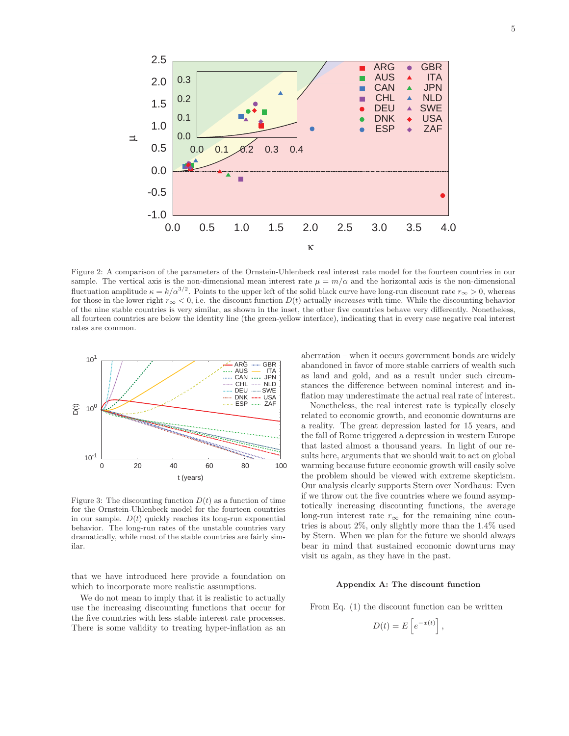Figure 2: A comparison of the parameters of the Ornstein-Uhlenbeck real interest rate model for the fourteen countries in our sample. The vertical axis is the non-dimensional mean interest rate $\mu = m/\alpha$ and the horizontal axis is the non-dimensional fluctuation amplitude $\kappa = k/\alpha^{3/2}$. Points to the upper left of the solid black curve have long-run discount rate $r_\infty > 0$, whereas for those in the lower right $r_\infty < 0$, i.e. the discount function $D(t)$ actually *increases* with time. While the discounting behavior of the nine stable countries is very similar, as shown in the inset, the other five countries behave very differently. Nonetheless, all fourteen countries are below the identity line (the green-yellow interface), indicating that in every case negative real interest rates are common.

Figure 3: The discounting function $D(t)$ as a function of time for the Ornstein-Uhlenbeck model for the fourteen countries in our sample. $D(t)$ quickly reaches its long-run exponential behavior. The long-run rates of the unstable countries vary dramatically, while most of the stable countries are fairly similar.

that we have introduced here provide a foundation on which to incorporate more realistic assumptions.

We do not mean to imply that it is realistic to actually use the increasing discounting functions that occur for the five countries with less stable interest rate processes. There is some validity to treating hyper-inflation as an aberration – when it occurs government bonds are widely abandoned in favor of more stable carriers of wealth such as land and gold, and as a result under such circumstances the difference between nominal interest and inflation may underestimate the actual real rate of interest.

Nonetheless, the real interest rate is typically closely related to economic growth, and economic downturns are a reality. The great depression lasted for 15 years, and the fall of Rome triggered a depression in western Europe that lasted almost a thousand years. In light of our results here, arguments that we should wait to act on global warming because future economic growth will easily solve the problem should be viewed with extreme skepticism. Our analysis clearly supports Stern over Nordhaus: Even if we throw out the five countries where we found asymptotically increasing discounting functions, the average long-run interest rate $r_\infty$ for the remaining nine countries is about 2%, only slightly more than the 1.4% used by Stern. When we plan for the future we should always bear in mind that sustained economic downturns may visit us again, as they have in the past.

## Appendix A: The discount function

From Eq. (1) the discount function can be written

$$D(t) = E\left[e^{-x(t)}\right],$$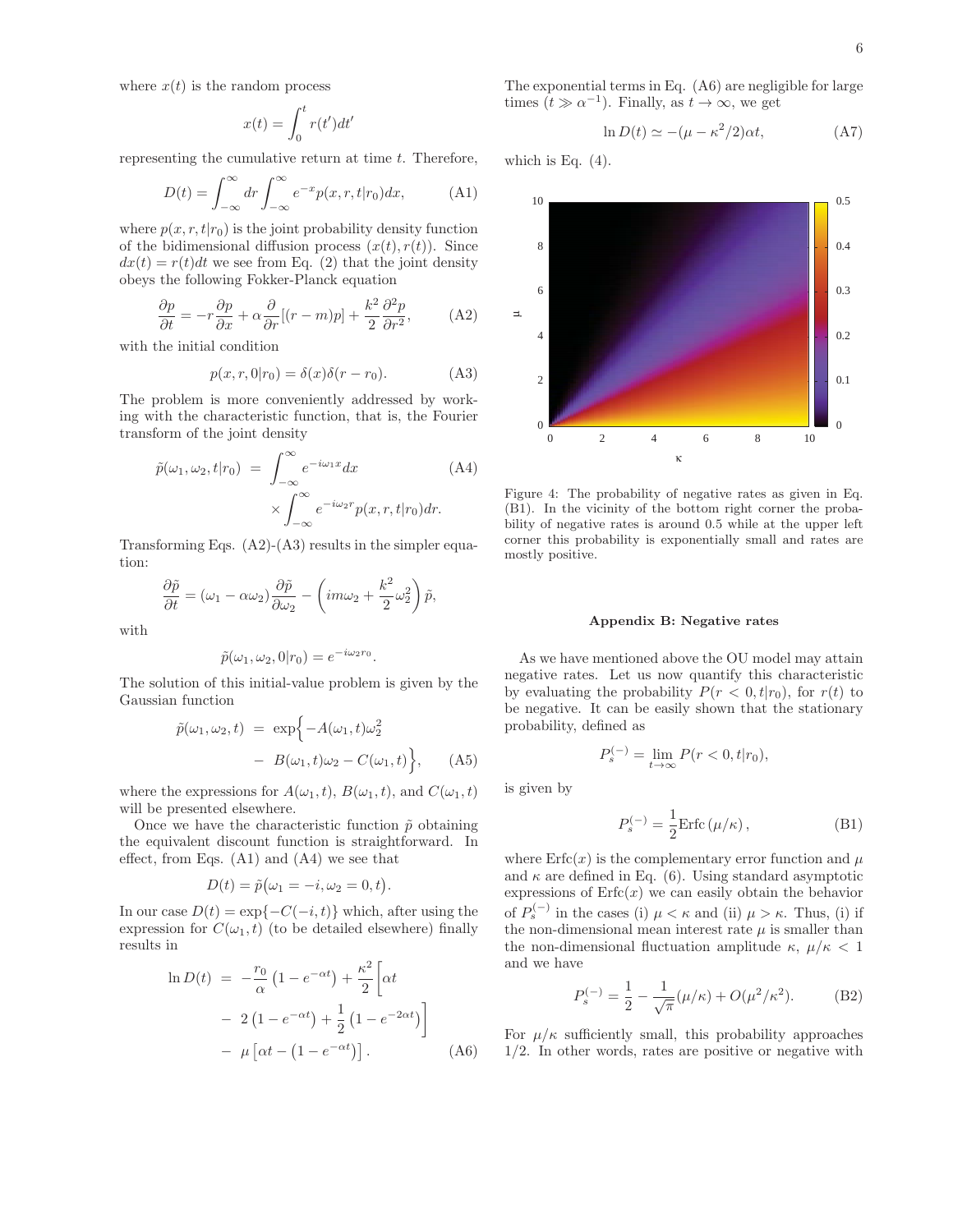where $x(t)$ is the random process

$$x(t) = \int_0^t r(t')dt'$$

representing the cumulative return at time $t$. Therefore,

$$D(t) = \int_{-\infty}^{\infty} dr \int_{-\infty}^{\infty} e^{-x} p(x, r, t|r_0) dx, \tag{A1}$$

where $p(x, r, t|r_0)$ is the joint probability density function of the bidimensional diffusion process $(x(t), r(t))$. Since $dx(t) = r(t)dt$ we see from Eq. (2) that the joint density obeys the following Fokker-Planck equation

$$\frac{\partial p}{\partial t} = -r\frac{\partial p}{\partial x} + \alpha \frac{\partial}{\partial r}[(r - m)p] + \frac{k^2}{2}\frac{\partial^2 p}{\partial r^2}, \tag{A2}$$

with the initial condition

$$p(x, r, 0|r_0) = \delta(x)\delta(r - r_0). \tag{A3}$$

The problem is more conveniently addressed by working with the characteristic function, that is, the Fourier transform of the joint density

$$\tilde{p}(\omega_1, \omega_2, t|r_0) = \int_{-\infty}^{\infty} e^{-i\omega_1 x} dx \times \int_{-\infty}^{\infty} e^{-i\omega_2 r} p(x, r, t|r_0) dr. \tag{A4}$$

Transforming Eqs. (A2)-(A3) results in the simpler equation:

$$\frac{\partial \tilde{p}}{\partial t} = (\omega_1 - \alpha\omega_2)\frac{\partial \tilde{p}}{\partial \omega_2} - \left(im\omega_2 + \frac{k^2}{2}\omega_2^2\right)\tilde{p},$$

with

$$\tilde{p}(\omega_1, \omega_2, 0|r_0) = e^{-i\omega_2 r_0}.$$

The solution of this initial-value problem is given by the Gaussian function

$$\tilde{p}(\omega_1, \omega_2, t) = \exp\Big\{-A(\omega_1, t)\omega_2^2 - B(\omega_1, t)\omega_2 - C(\omega_1, t)\Big\}, \tag{A5}$$

where the expressions for $A(\omega_1, t)$, $B(\omega_1, t)$, and $C(\omega_1, t)$ will be presented elsewhere.

Once we have the characteristic function $\tilde{p}$ obtaining the equivalent discount function is straightforward. In effect, from Eqs. (A1) and (A4) we see that

$$D(t) = \tilde{p}\big(\omega_1 = -i, \omega_2 = 0, t\big).$$

In our case $D(t) = \exp\{-C(-i, t)\}$ which, after using the expression for $C(\omega_1, t)$ (to be detailed elsewhere) finally results in

$$\ln D(t) = -\frac{r_0}{\alpha}\left(1 - e^{-\alpha t}\right) + \frac{\kappa^2}{2}\Big[\alpha t - 2\left(1 - e^{-\alpha t}\right) + \frac{1}{2}\left(1 - e^{-2\alpha t}\right)\Big] - \mu\left[\alpha t - \left(1 - e^{-\alpha t}\right)\right]. \tag{A6}$$

The exponential terms in Eq. (A6) are negligible for large times ($t \gg \alpha^{-1}$). Finally, as $t \to \infty$, we get

$$\ln D(t) \simeq -(\mu - \kappa^2/2)\alpha t, \tag{A7}$$

which is Eq. (4).

Figure 4: The probability of negative rates as given in Eq. (B1). In the vicinity of the bottom right corner the probability of negative rates is around 0.5 while at the upper left corner this probability is exponentially small and rates are mostly positive.

### Appendix B: Negative rates

As we have mentioned above the OU model may attain negative rates. Let us now quantify this characteristic by evaluating the probability $P(r < 0, t|r_0)$, for $r(t)$ to be negative. It can be easily shown that the stationary probability, defined as

$$P_s^{(-)} = \lim_{t\to\infty} P(r < 0, t|r_0),$$

is given by

$$P_s^{(-)} = \frac{1}{2}\text{Erfc}\left(\mu/\kappa\right), \tag{B1}$$

where $\text{Erfc}(x)$ is the complementary error function and $\mu$ and $\kappa$ are defined in Eq. (6). Using standard asymptotic expressions of $\text{Erfc}(x)$ we can easily obtain the behavior of $P_s^{(-)}$ in the cases (i) $\mu < \kappa$ and (ii) $\mu > \kappa$. Thus, (i) if the non-dimensional mean interest rate $\mu$ is smaller than the non-dimensional fluctuation amplitude $\kappa$, $\mu/\kappa < 1$ and we have

$$P_s^{(-)} = \frac{1}{2} - \frac{1}{\sqrt{\pi}}(\mu/\kappa) + O(\mu^2/\kappa^2). \tag{B2}$$

For $\mu/\kappa$ sufficiently small, this probability approaches 1/2. In other words, rates are positive or negative with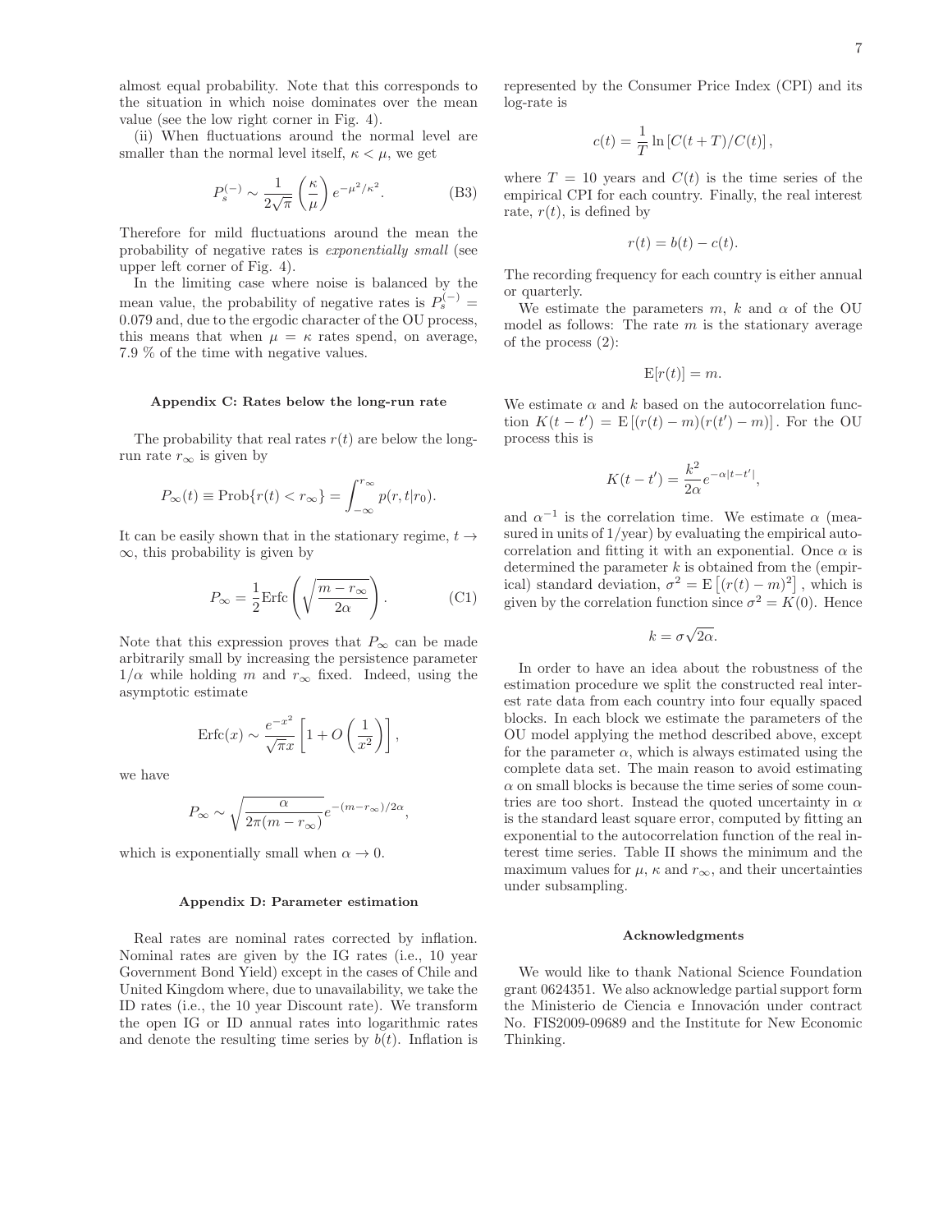almost equal probability. Note that this corresponds to the situation in which noise dominates over the mean value (see the low right corner in Fig. 4).

(ii) When fluctuations around the normal level are smaller than the normal level itself, $\kappa < \mu$, we get

$$P_s^{(-)} \sim \frac{1}{2\sqrt{\pi}} \left(\frac{\kappa}{\mu}\right) e^{-\mu^2/\kappa^2}. \tag{B3}$$

Therefore for mild fluctuations around the mean the probability of negative rates is *exponentially small* (see upper left corner of Fig. 4).

In the limiting case where noise is balanced by the mean value, the probability of negative rates is $P_s^{(-)} = 0.079$ and, due to the ergodic character of the OU process, this means that when $\mu = \kappa$ rates spend, on average, 7.9 % of the time with negative values.

### Appendix C: Rates below the long-run rate

The probability that real rates $r(t)$ are below the long-run rate $r_\infty$ is given by

$$P_\infty(t) \equiv \text{Prob}\{r(t) < r_\infty\} = \int_{-\infty}^{r_\infty} p(r, t|r_0).$$

It can be easily shown that in the stationary regime, $t \to \infty$, this probability is given by

$$P_\infty = \frac{1}{2}\text{Erfc}\left(\sqrt{\frac{m - r_\infty}{2\alpha}}\right). \tag{C1}$$

Note that this expression proves that $P_\infty$ can be made arbitrarily small by increasing the persistence parameter $1/\alpha$ while holding $m$ and $r_\infty$ fixed. Indeed, using the asymptotic estimate

$$\text{Erfc}(x) \sim \frac{e^{-x^2}}{\sqrt{\pi}x}\left[1 + O\left(\frac{1}{x^2}\right)\right],$$

we have

$$P_\infty \sim \sqrt{\frac{\alpha}{2\pi(m - r_\infty)}} e^{-(m - r_\infty)/2\alpha},$$

which is exponentially small when $\alpha \to 0$.

### Appendix D: Parameter estimation

Real rates are nominal rates corrected by inflation. Nominal rates are given by the IG rates (i.e., 10 year Government Bond Yield) except in the cases of Chile and United Kingdom where, due to unavailability, we take the ID rates (i.e., the 10 year Discount rate). We transform the open IG or ID annual rates into logarithmic rates and denote the resulting time series by $b(t)$. Inflation is represented by the Consumer Price Index (CPI) and its log-rate is

$$c(t) = \frac{1}{T} \ln\left[C(t + T)/C(t)\right],$$

where $T = 10$ years and $C(t)$ is the time series of the empirical CPI for each country. Finally, the real interest rate, $r(t)$, is defined by

$$r(t) = b(t) - c(t).$$

The recording frequency for each country is either annual or quarterly.

We estimate the parameters $m$, $k$ and $\alpha$ of the OU model as follows: The rate $m$ is the stationary average of the process (2):

$$\text{E}[r(t)] = m.$$

We estimate $\alpha$ and $k$ based on the autocorrelation function $K(t - t') = \text{E}\left[(r(t) - m)(r(t') - m)\right]$. For the OU process this is

$$K(t - t') = \frac{k^2}{2\alpha} e^{-\alpha|t - t'|},$$

and $\alpha^{-1}$ is the correlation time. We estimate $\alpha$ (measured in units of 1/year) by evaluating the empirical autocorrelation and fitting it with an exponential. Once $\alpha$ is determined the parameter $k$ is obtained from the (empirical) standard deviation, $\sigma^2 = \text{E}\left[(r(t) - m)^2\right]$, which is given by the correlation function since $\sigma^2 = K(0)$. Hence

$$k = \sigma\sqrt{2\alpha}.$$

In order to have an idea about the robustness of the estimation procedure we split the constructed real interest rate data from each country into four equally spaced blocks. In each block we estimate the parameters of the OU model applying the method described above, except for the parameter $\alpha$, which is always estimated using the complete data set. The main reason to avoid estimating $\alpha$ on small blocks is because the time series of some countries are too short. Instead the quoted uncertainty in $\alpha$ is the standard least square error, computed by fitting an exponential to the autocorrelation function of the real interest time series. Table II shows the minimum and the maximum values for $\mu$, $\kappa$ and $r_\infty$, and their uncertainties under subsampling.

### Acknowledgments

We would like to thank National Science Foundation grant 0624351. We also acknowledge partial support form the Ministerio de Ciencia e Innovación under contract No. FIS2009-09689 and the Institute for New Economic Thinking.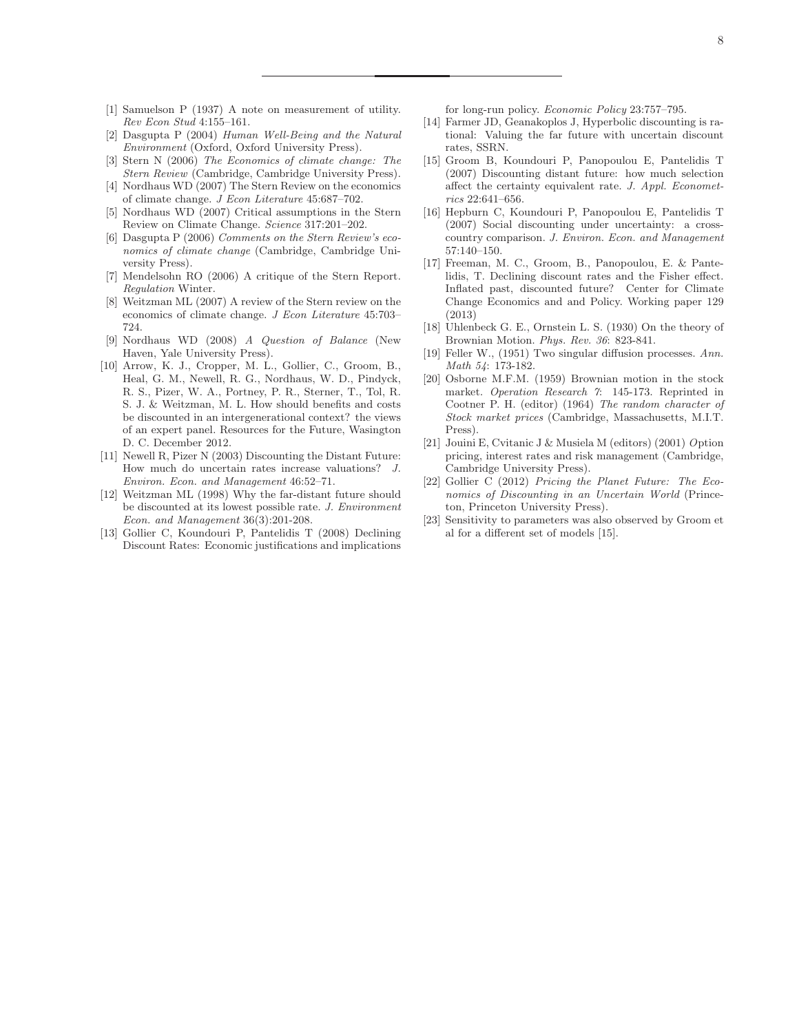[1] Samuelson P (1937) A note on measurement of utility. *Rev Econ Stud* 4:155–161.

[2] Dasgupta P (2004) *Human Well-Being and the Natural Environment* (Oxford, Oxford University Press).

[3] Stern N (2006) *The Economics of climate change: The Stern Review* (Cambridge, Cambridge University Press).

[4] Nordhaus WD (2007) The Stern Review on the economics of climate change. *J Econ Literature* 45:687–702.

[5] Nordhaus WD (2007) Critical assumptions in the Stern Review on Climate Change. *Science* 317:201–202.

[6] Dasgupta P (2006) *Comments on the Stern Review's economics of climate change* (Cambridge, Cambridge University Press).

[7] Mendelsohn RO (2006) A critique of the Stern Report. *Regulation* Winter.

[8] Weitzman ML (2007) A review of the Stern review on the economics of climate change. *J Econ Literature* 45:703–724.

[9] Nordhaus WD (2008) *A Question of Balance* (New Haven, Yale University Press).

[10] Arrow, K. J., Cropper, M. L., Gollier, C., Groom, B., Heal, G. M., Newell, R. G., Nordhaus, W. D., Pindyck, R. S., Pizer, W. A., Portney, P. R., Sterner, T., Tol, R. S. J. & Weitzman, M. L. How should benefits and costs be discounted in an intergenerational context? the views of an expert panel. Resources for the Future, Wasington D. C. December 2012.

[11] Newell R, Pizer N (2003) Discounting the Distant Future: How much do uncertain rates increase valuations? *J. Environ. Econ. and Management* 46:52–71.

[12] Weitzman ML (1998) Why the far-distant future should be discounted at its lowest possible rate. *J. Environment Econ. and Management* 36(3):201-208.

[13] Gollier C, Koundouri P, Pantelidis T (2008) Declining Discount Rates: Economic justifications and implications for long-run policy. *Economic Policy* 23:757–795.

[14] Farmer JD, Geanakoplos J, Hyperbolic discounting is rational: Valuing the far future with uncertain discount rates, SSRN.

[15] Groom B, Koundouri P, Panopoulou E, Pantelidis T (2007) Discounting distant future: how much selection affect the certainty equivalent rate. *J. Appl. Econometrics* 22:641–656.

[16] Hepburn C, Koundouri P, Panopoulou E, Pantelidis T (2007) Social discounting under uncertainty: a cross-country comparison. *J. Environ. Econ. and Management* 57:140–150.

[17] Freeman, M. C., Groom, B., Panopoulou, E. & Pantelidis, T. Declining discount rates and the Fisher effect. Inflated past, discounted future? Center for Climate Change Economics and and Policy. Working paper 129 (2013)

[18] Uhlenbeck G. E., Ornstein L. S. (1930) On the theory of Brownian Motion. *Phys. Rev. 36*: 823-841.

[19] Feller W., (1951) Two singular diffusion processes. *Ann. Math 54*: 173-182.

[20] Osborne M.F.M. (1959) Brownian motion in the stock market. *Operation Research 7*: 145-173. Reprinted in Cootner P. H. (editor) (1964) *The random character of Stock market prices* (Cambridge, Massachusetts, M.I.T. Press).

[21] Jouini E, Cvitanic J & Musiela M (editors) (2001) *O*ption pricing, interest rates and risk management (Cambridge, Cambridge University Press).

[22] Gollier C (2012) *Pricing the Planet Future: The Economics of Discounting in an Uncertain World* (Princeton, Princeton University Press).

[23] Sensitivity to parameters was also observed by Groom et al for a different set of models [15].